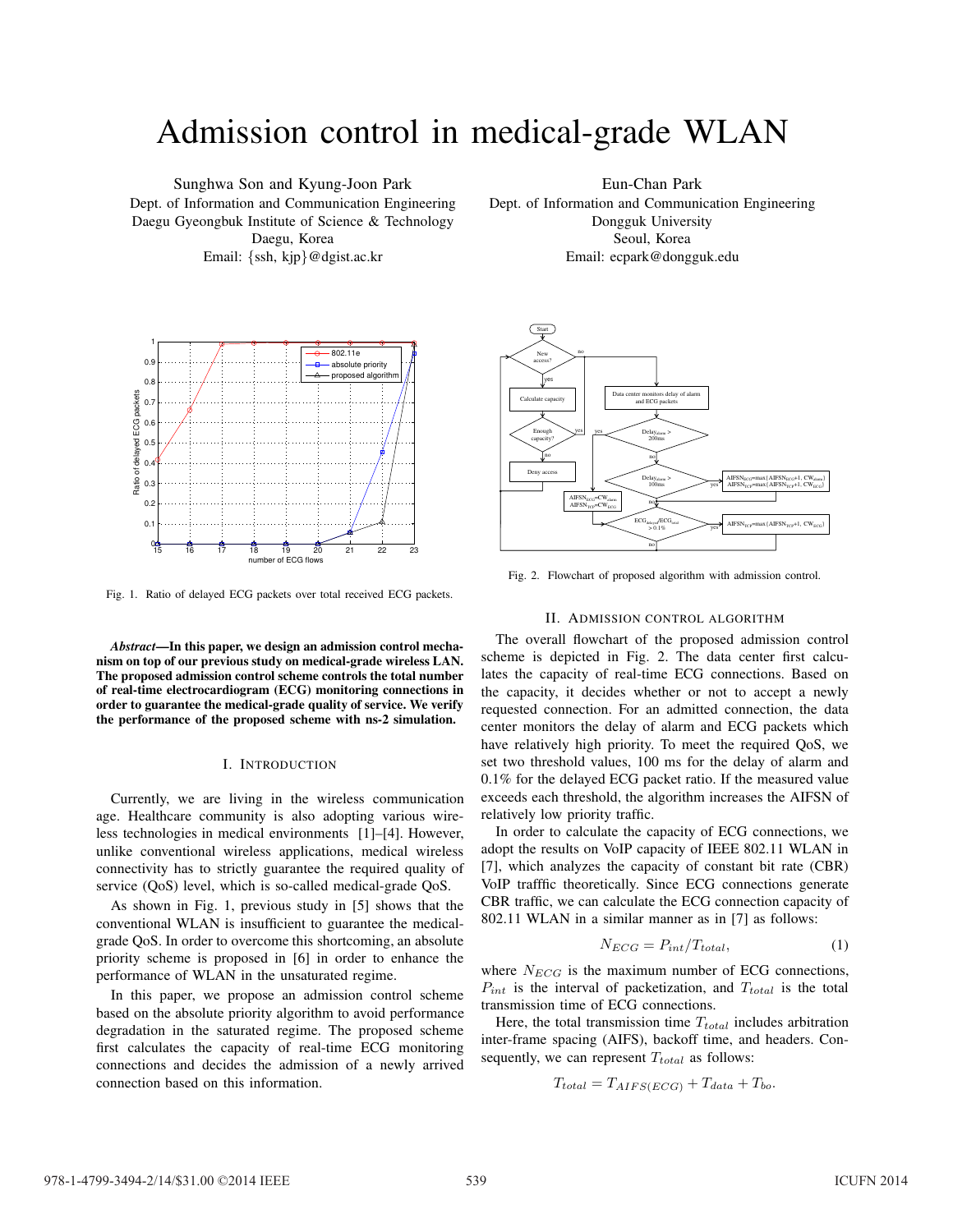# Admission control in medical-grade WLAN

Sunghwa Son and Kyung-Joon Park
Dept. of Information and Communication Engineering
Daegu Gyeongbuk Institute of Science & Technology
Daegu, Korea
Email: {ssh, kjp}@dgist.ac.kr

Eun-Chan Park
Dept. of Information and Communication Engineering
Dongguk University
Seoul, Korea
Email: ecpark@dongguk.edu

Fig. 1. Ratio of delayed ECG packets over total received ECG packets.

***Abstract*—In this paper, we design an admission control mechanism on top of our previous study on medical-grade wireless LAN. The proposed admission control scheme controls the total number of real-time electrocardiogram (ECG) monitoring connections in order to guarantee the medical-grade quality of service. We verify the performance of the proposed scheme with ns-2 simulation.**

## I. Introduction

Currently, we are living in the wireless communication age. Healthcare community is also adopting various wireless technologies in medical environments [1]–[4]. However, unlike conventional wireless applications, medical wireless connectivity has to strictly guarantee the required quality of service (QoS) level, which is so-called medical-grade QoS.

As shown in Fig. 1, previous study in [5] shows that the conventional WLAN is insufficient to guarantee the medical-grade QoS. In order to overcome this shortcoming, an absolute priority scheme is proposed in [6] in order to enhance the performance of WLAN in the unsaturated regime.

In this paper, we propose an admission control scheme based on the absolute priority algorithm to avoid performance degradation in the saturated regime. The proposed scheme first calculates the capacity of real-time ECG monitoring connections and decides the admission of a newly arrived connection based on this information.

Fig. 2. Flowchart of proposed algorithm with admission control.

## II. Admission Control Algorithm

The overall flowchart of the proposed admission control scheme is depicted in Fig. 2. The data center first calculates the capacity of real-time ECG connections. Based on the capacity, it decides whether or not to accept a newly requested connection. For an admitted connection, the data center monitors the delay of alarm and ECG packets which have relatively high priority. To meet the required QoS, we set two threshold values, 100 ms for the delay of alarm and 0.1% for the delayed ECG packet ratio. If the measured value exceeds each threshold, the algorithm increases the AIFSN of relatively low priority traffic.

In order to calculate the capacity of ECG connections, we adopt the results on VoIP capacity of IEEE 802.11 WLAN in [7], which analyzes the capacity of constant bit rate (CBR) VoIP trafffic theoretically. Since ECG connections generate CBR traffic, we can calculate the ECG connection capacity of 802.11 WLAN in a similar manner as in [7] as follows:

$$N_{ECG} = P_{int}/T_{total}, \tag{1}$$

where $N_{ECG}$ is the maximum number of ECG connections, $P_{int}$ is the interval of packetization, and $T_{total}$ is the total transmission time of ECG connections.

Here, the total transmission time $T_{total}$ includes arbitration inter-frame spacing (AIFS), backoff time, and headers. Consequently, we can represent $T_{total}$ as follows:

$$T_{total} = T_{AIFS(ECG)} + T_{data} + T_{bo}.$$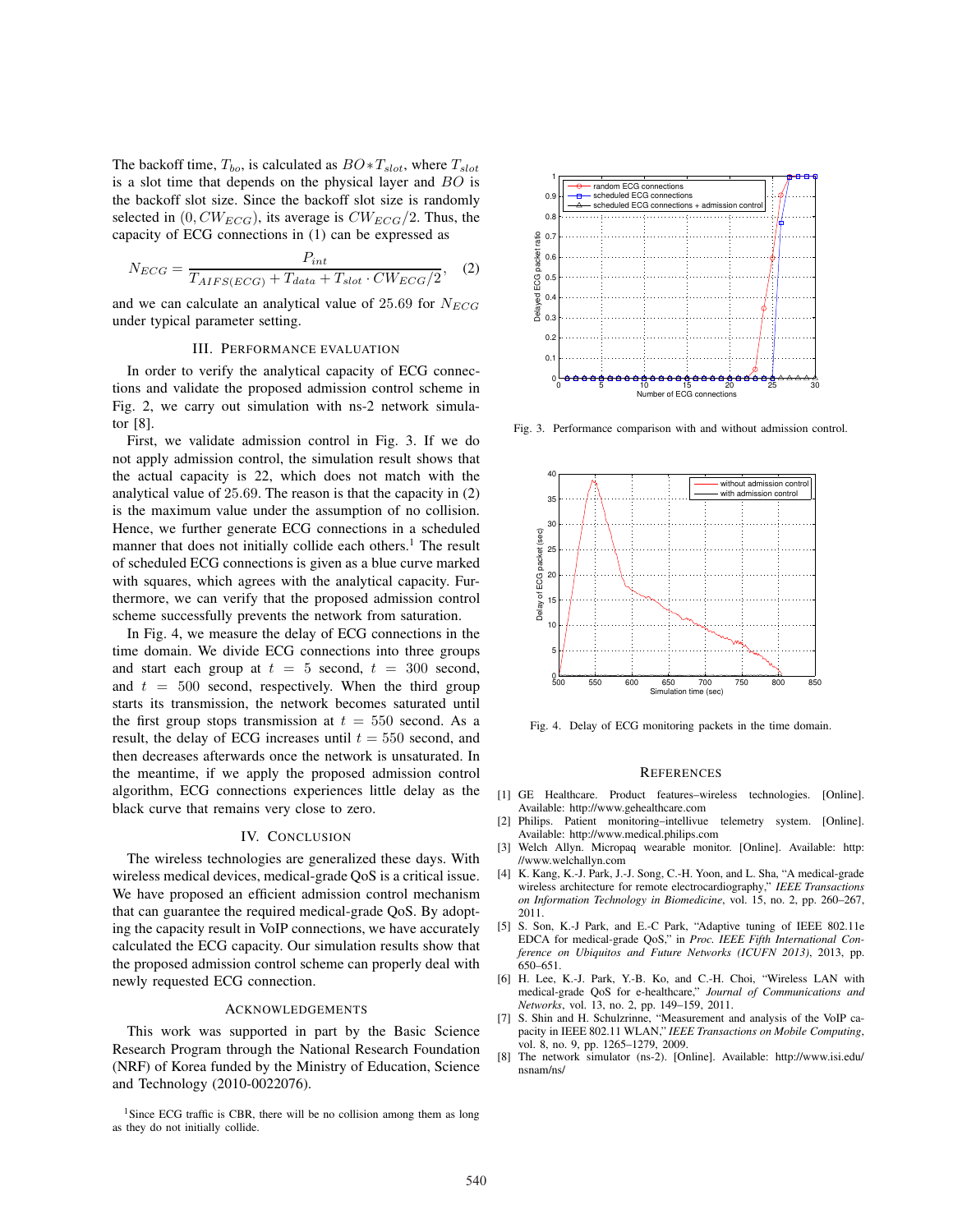The backoff time, $T_{bo}$, is calculated as $BO * T_{slot}$, where $T_{slot}$ is a slot time that depends on the physical layer and $BO$ is the backoff slot size. Since the backoff slot size is randomly selected in $(0, CW_{ECG})$, its average is $CW_{ECG}/2$. Thus, the capacity of ECG connections in (1) can be expressed as

$$N_{ECG} = \frac{P_{int}}{T_{AIFS(ECG)} + T_{data} + T_{slot} \cdot CW_{ECG}/2}, \quad (2)$$

and we can calculate an analytical value of 25.69 for $N_{ECG}$ under typical parameter setting.

## III. Performance Evaluation

In order to verify the analytical capacity of ECG connections and validate the proposed admission control scheme in Fig. 2, we carry out simulation with ns-2 network simulator [8].

First, we validate admission control in Fig. 3. If we do not apply admission control, the simulation result shows that the actual capacity is 22, which does not match with the analytical value of 25.69. The reason is that the capacity in (2) is the maximum value under the assumption of no collision. Hence, we further generate ECG connections in a scheduled manner that does not initially collide each others.[1] The result of scheduled ECG connections is given as a blue curve marked with squares, which agrees with the analytical capacity. Furthermore, we can verify that the proposed admission control scheme successfully prevents the network from saturation.

In Fig. 4, we measure the delay of ECG connections in the time domain. We divide ECG connections into three groups and start each group at $t = 5$ second, $t = 300$ second, and $t = 500$ second, respectively. When the third group starts its transmission, the network becomes saturated until the first group stops transmission at $t = 550$ second. As a result, the delay of ECG increases until $t = 550$ second, and then decreases afterwards once the network is unsaturated. In the meantime, if we apply the proposed admission control algorithm, ECG connections experiences little delay as the black curve that remains very close to zero.

random ECG connections
scheduled ECG connections
scheduled ECG connections + admission control
Delayed ECG packet ratio
Number of ECG connections

Fig. 3. Performance comparison with and without admission control.

without admission control
with admission control
Delay of ECG packet (sec)
Simulation time (sec)

Fig. 4. Delay of ECG monitoring packets in the time domain.

## IV. Conclusion

The wireless technologies are generalized these days. With wireless medical devices, medical-grade QoS is a critical issue. We have proposed an efficient admission control mechanism that can guarantee the required medical-grade QoS. By adopting the capacity result in VoIP connections, we have accurately calculated the ECG capacity. Our simulation results show that the proposed admission control scheme can properly deal with newly requested ECG connection.

## Acknowledgements

This work was supported in part by the Basic Science Research Program through the National Research Foundation (NRF) of Korea funded by the Ministry of Education, Science and Technology (2010-0022076).

[1] Since ECG traffic is CBR, there will be no collision among them as long as they do not initially collide.

## References

[1] GE Healthcare. Product features–wireless technologies. [Online]. Available: http://www.gehealthcare.com

[2] Philips. Patient monitoring–intellivue telemetry system. [Online]. Available: http://www.medical.philips.com

[3] Welch Allyn. Micropaq wearable monitor. [Online]. Available: http://www.welchallyn.com

[4] K. Kang, K.-J. Park, J.-J. Song, C.-H. Yoon, and L. Sha, "A medical-grade wireless architecture for remote electrocardiography," *IEEE Transactions on Information Technology in Biomedicine*, vol. 15, no. 2, pp. 260–267, 2011.

[5] S. Son, K.-J Park, and E.-C Park, "Adaptive tuning of IEEE 802.11e EDCA for medical-grade QoS," in *Proc. IEEE Fifth International Conference on Ubiquitos and Future Networks (ICUFN 2013)*, 2013, pp. 650–651.

[6] H. Lee, K.-J. Park, Y.-B. Ko, and C.-H. Choi, "Wireless LAN with medical-grade QoS for e-healthcare," *Journal of Communications and Networks*, vol. 13, no. 2, pp. 149–159, 2011.

[7] S. Shin and H. Schulzrinne, "Measurement and analysis of the VoIP capacity in IEEE 802.11 WLAN," *IEEE Transactions on Mobile Computing*, vol. 8, no. 9, pp. 1265–1279, 2009.

[8] The network simulator (ns-2). [Online]. Available: http://www.isi.edu/nsnam/ns/